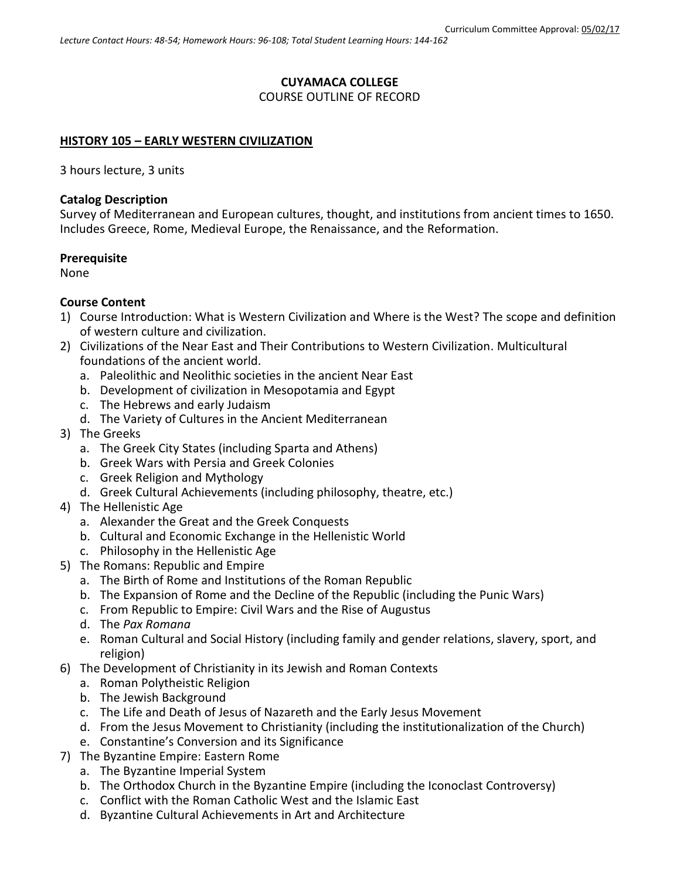Curriculum Committee Approval: 05/02/17

*Lecture Contact Hours: 48-54; Homework Hours: 96-108; Total Student Learning Hours: 144-162*

**CUYAMACA COLLEGE**

COURSE OUTLINE OF RECORD

**HISTORY 105 – EARLY WESTERN CIVILIZATION**

3 hours lecture, 3 units

**Catalog Description**

Survey of Mediterranean and European cultures, thought, and institutions from ancient times to 1650. Includes Greece, Rome, Medieval Europe, the Renaissance, and the Reformation.

**Prerequisite**

None

**Course Content**

1) Course Introduction: What is Western Civilization and Where is the West? The scope and definition of western culture and civilization.
2) Civilizations of the Near East and Their Contributions to Western Civilization. Multicultural foundations of the ancient world.
   a. Paleolithic and Neolithic societies in the ancient Near East
   b. Development of civilization in Mesopotamia and Egypt
   c. The Hebrews and early Judaism
   d. The Variety of Cultures in the Ancient Mediterranean
3) The Greeks
   a. The Greek City States (including Sparta and Athens)
   b. Greek Wars with Persia and Greek Colonies
   c. Greek Religion and Mythology
   d. Greek Cultural Achievements (including philosophy, theatre, etc.)
4) The Hellenistic Age
   a. Alexander the Great and the Greek Conquests
   b. Cultural and Economic Exchange in the Hellenistic World
   c. Philosophy in the Hellenistic Age
5) The Romans: Republic and Empire
   a. The Birth of Rome and Institutions of the Roman Republic
   b. The Expansion of Rome and the Decline of the Republic (including the Punic Wars)
   c. From Republic to Empire: Civil Wars and the Rise of Augustus
   d. The *Pax Romana*
   e. Roman Cultural and Social History (including family and gender relations, slavery, sport, and religion)
6) The Development of Christianity in its Jewish and Roman Contexts
   a. Roman Polytheistic Religion
   b. The Jewish Background
   c. The Life and Death of Jesus of Nazareth and the Early Jesus Movement
   d. From the Jesus Movement to Christianity (including the institutionalization of the Church)
   e. Constantine's Conversion and its Significance
7) The Byzantine Empire: Eastern Rome
   a. The Byzantine Imperial System
   b. The Orthodox Church in the Byzantine Empire (including the Iconoclast Controversy)
   c. Conflict with the Roman Catholic West and the Islamic East
   d. Byzantine Cultural Achievements in Art and Architecture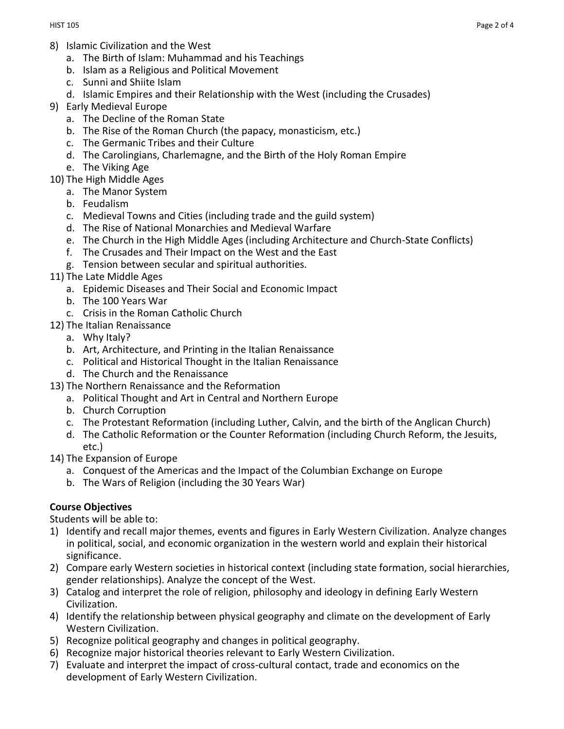8) Islamic Civilization and the West
    a. The Birth of Islam: Muhammad and his Teachings
    b. Islam as a Religious and Political Movement
    c. Sunni and Shiite Islam
    d. Islamic Empires and their Relationship with the West (including the Crusades)
9) Early Medieval Europe
    a. The Decline of the Roman State
    b. The Rise of the Roman Church (the papacy, monasticism, etc.)
    c. The Germanic Tribes and their Culture
    d. The Carolingians, Charlemagne, and the Birth of the Holy Roman Empire
    e. The Viking Age
10) The High Middle Ages
    a. The Manor System
    b. Feudalism
    c. Medieval Towns and Cities (including trade and the guild system)
    d. The Rise of National Monarchies and Medieval Warfare
    e. The Church in the High Middle Ages (including Architecture and Church-State Conflicts)
    f. The Crusades and Their Impact on the West and the East
    g. Tension between secular and spiritual authorities.
11) The Late Middle Ages
    a. Epidemic Diseases and Their Social and Economic Impact
    b. The 100 Years War
    c. Crisis in the Roman Catholic Church
12) The Italian Renaissance
    a. Why Italy?
    b. Art, Architecture, and Printing in the Italian Renaissance
    c. Political and Historical Thought in the Italian Renaissance
    d. The Church and the Renaissance
13) The Northern Renaissance and the Reformation
    a. Political Thought and Art in Central and Northern Europe
    b. Church Corruption
    c. The Protestant Reformation (including Luther, Calvin, and the birth of the Anglican Church)
    d. The Catholic Reformation or the Counter Reformation (including Church Reform, the Jesuits, etc.)
14) The Expansion of Europe
    a. Conquest of the Americas and the Impact of the Columbian Exchange on Europe
    b. The Wars of Religion (including the 30 Years War)

**Course Objectives**

Students will be able to:

1) Identify and recall major themes, events and figures in Early Western Civilization. Analyze changes in political, social, and economic organization in the western world and explain their historical significance.
2) Compare early Western societies in historical context (including state formation, social hierarchies, gender relationships). Analyze the concept of the West.
3) Catalog and interpret the role of religion, philosophy and ideology in defining Early Western Civilization.
4) Identify the relationship between physical geography and climate on the development of Early Western Civilization.
5) Recognize political geography and changes in political geography.
6) Recognize major historical theories relevant to Early Western Civilization.
7) Evaluate and interpret the impact of cross-cultural contact, trade and economics on the development of Early Western Civilization.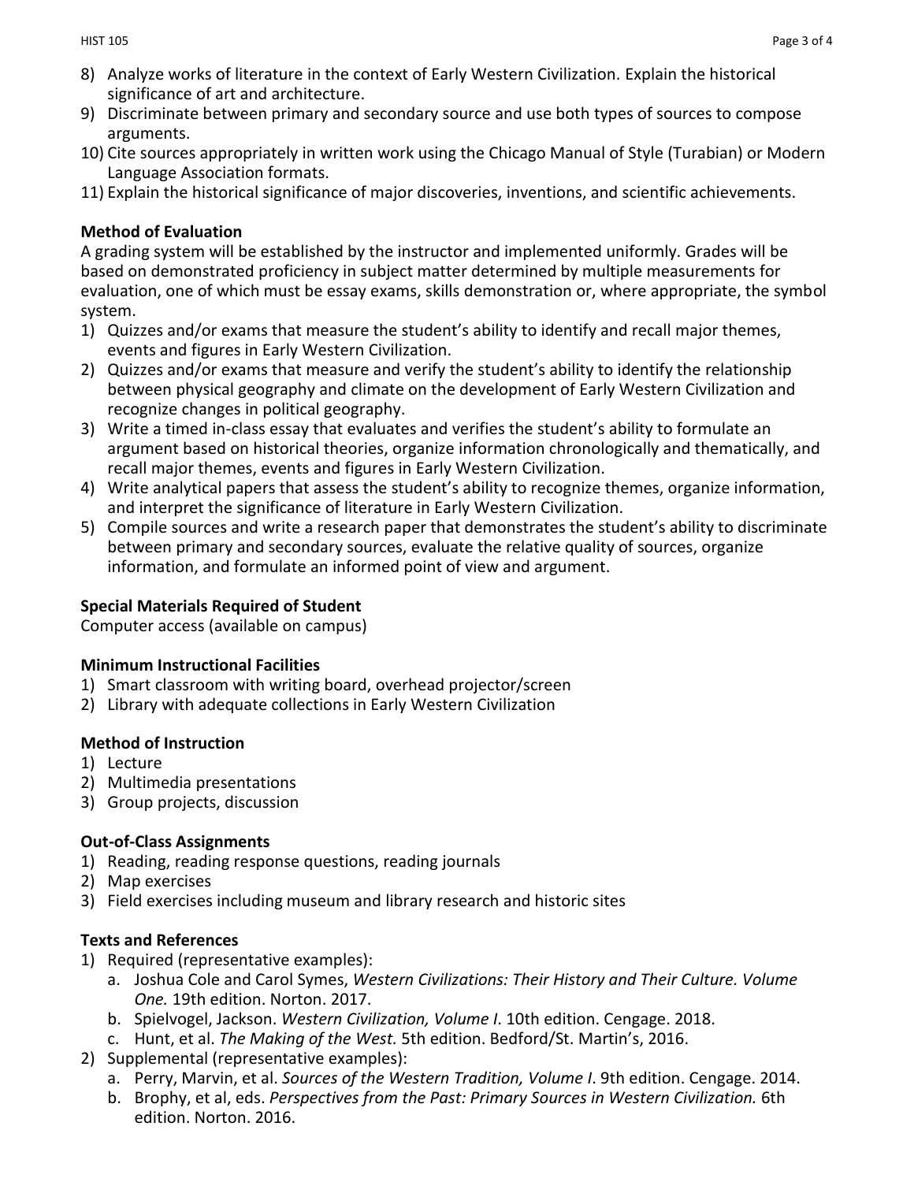8) Analyze works of literature in the context of Early Western Civilization. Explain the historical significance of art and architecture.
9) Discriminate between primary and secondary source and use both types of sources to compose arguments.
10) Cite sources appropriately in written work using the Chicago Manual of Style (Turabian) or Modern Language Association formats.
11) Explain the historical significance of major discoveries, inventions, and scientific achievements.

**Method of Evaluation**

A grading system will be established by the instructor and implemented uniformly. Grades will be based on demonstrated proficiency in subject matter determined by multiple measurements for evaluation, one of which must be essay exams, skills demonstration or, where appropriate, the symbol system.

1) Quizzes and/or exams that measure the student's ability to identify and recall major themes, events and figures in Early Western Civilization.
2) Quizzes and/or exams that measure and verify the student's ability to identify the relationship between physical geography and climate on the development of Early Western Civilization and recognize changes in political geography.
3) Write a timed in-class essay that evaluates and verifies the student's ability to formulate an argument based on historical theories, organize information chronologically and thematically, and recall major themes, events and figures in Early Western Civilization.
4) Write analytical papers that assess the student's ability to recognize themes, organize information, and interpret the significance of literature in Early Western Civilization.
5) Compile sources and write a research paper that demonstrates the student's ability to discriminate between primary and secondary sources, evaluate the relative quality of sources, organize information, and formulate an informed point of view and argument.

**Special Materials Required of Student**

Computer access (available on campus)

**Minimum Instructional Facilities**

1) Smart classroom with writing board, overhead projector/screen
2) Library with adequate collections in Early Western Civilization

**Method of Instruction**

1) Lecture
2) Multimedia presentations
3) Group projects, discussion

**Out-of-Class Assignments**

1) Reading, reading response questions, reading journals
2) Map exercises
3) Field exercises including museum and library research and historic sites

**Texts and References**

1) Required (representative examples):
   a. Joshua Cole and Carol Symes, *Western Civilizations: Their History and Their Culture. Volume One.* 19th edition. Norton. 2017.
   b. Spielvogel, Jackson. *Western Civilization, Volume I*. 10th edition. Cengage. 2018.
   c. Hunt, et al. *The Making of the West.* 5th edition. Bedford/St. Martin's, 2016.
2) Supplemental (representative examples):
   a. Perry, Marvin, et al. *Sources of the Western Tradition, Volume I*. 9th edition. Cengage. 2014.
   b. Brophy, et al, eds. *Perspectives from the Past: Primary Sources in Western Civilization.* 6th edition. Norton. 2016.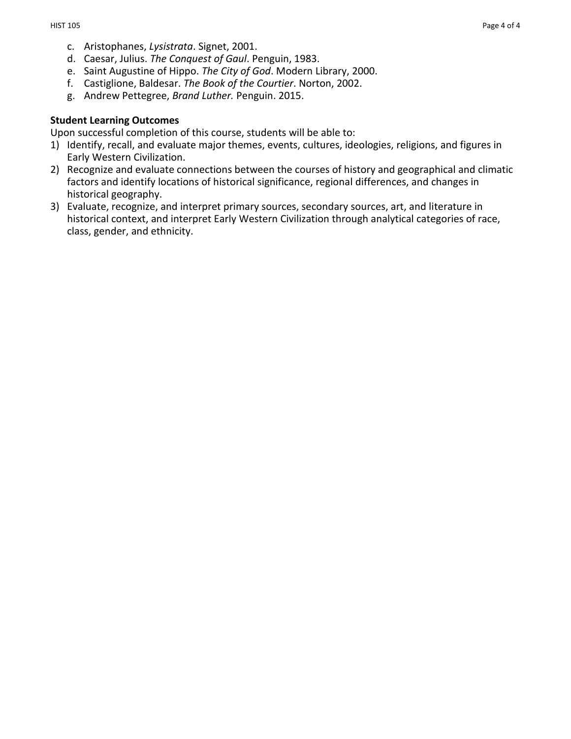c. Aristophanes, *Lysistrata*. Signet, 2001.
d. Caesar, Julius. *The Conquest of Gaul*. Penguin, 1983.
e. Saint Augustine of Hippo. *The City of God*. Modern Library, 2000.
f. Castiglione, Baldesar. *The Book of the Courtier*. Norton, 2002.
g. Andrew Pettegree, *Brand Luther.* Penguin. 2015.

**Student Learning Outcomes**

Upon successful completion of this course, students will be able to:

1) Identify, recall, and evaluate major themes, events, cultures, ideologies, religions, and figures in Early Western Civilization.
2) Recognize and evaluate connections between the courses of history and geographical and climatic factors and identify locations of historical significance, regional differences, and changes in historical geography.
3) Evaluate, recognize, and interpret primary sources, secondary sources, art, and literature in historical context, and interpret Early Western Civilization through analytical categories of race, class, gender, and ethnicity.